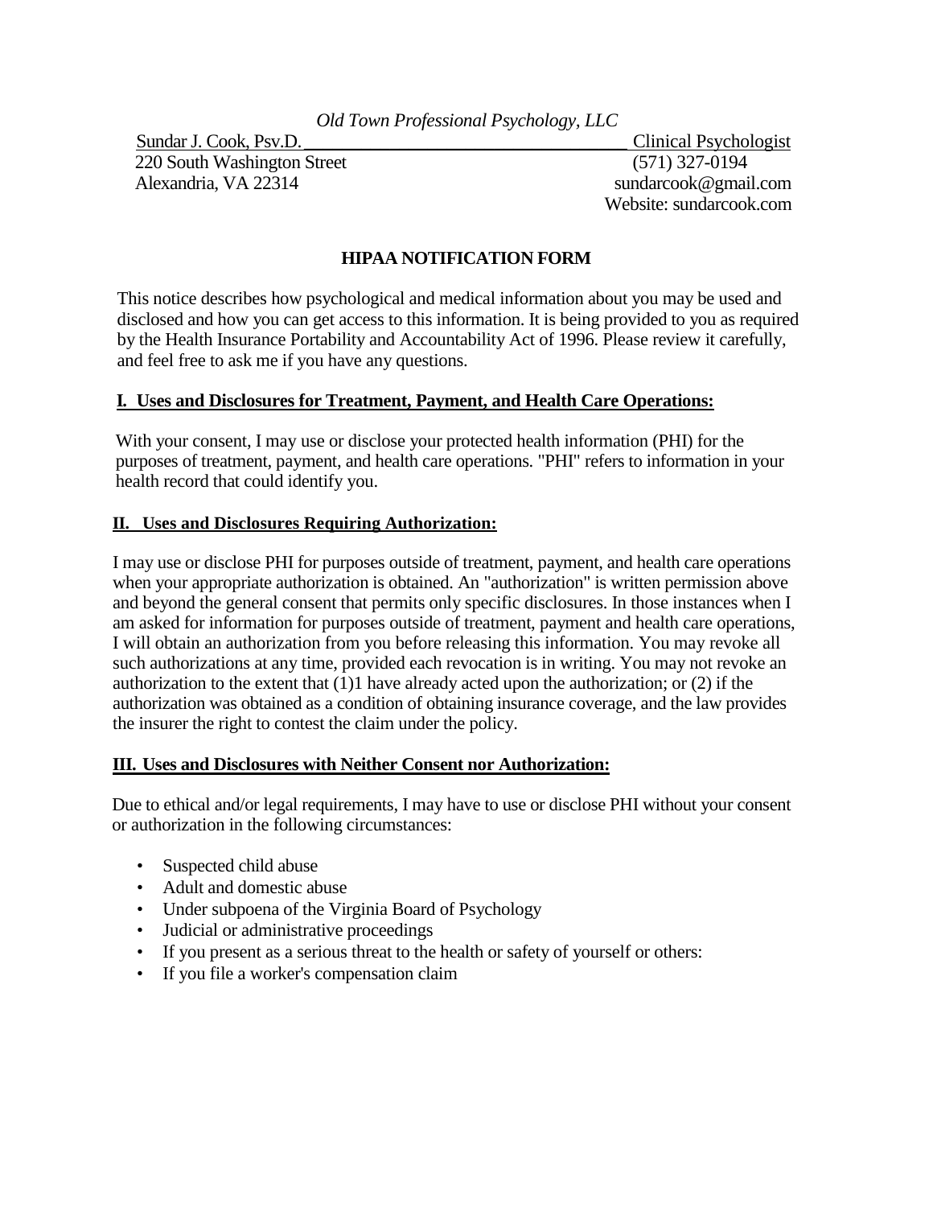*Old Town Professional Psychology, LLC*

Sundar J. Cook, Psv.D. Clinical Psychologist
220 South Washington Street (571) 327-0194
Alexandria, VA 22314 sundarcook@gmail.com
Website: sundarcook.com

# HIPAA NOTIFICATION FORM

This notice describes how psychological and medical information about you may be used and disclosed and how you can get access to this information. It is being provided to you as required by the Health Insurance Portability and Accountability Act of 1996. Please review it carefully, and feel free to ask me if you have any questions.

## I. Uses and Disclosures for Treatment, Payment, and Health Care Operations:

With your consent, I may use or disclose your protected health information (PHI) for the purposes of treatment, payment, and health care operations. "PHI" refers to information in your health record that could identify you.

## II. Uses and Disclosures Requiring Authorization:

I may use or disclose PHI for purposes outside of treatment, payment, and health care operations when your appropriate authorization is obtained. An "authorization" is written permission above and beyond the general consent that permits only specific disclosures. In those instances when I am asked for information for purposes outside of treatment, payment and health care operations, I will obtain an authorization from you before releasing this information. You may revoke all such authorizations at any time, provided each revocation is in writing. You may not revoke an authorization to the extent that (1)1 have already acted upon the authorization; or (2) if the authorization was obtained as a condition of obtaining insurance coverage, and the law provides the insurer the right to contest the claim under the policy.

## III. Uses and Disclosures with Neither Consent nor Authorization:

Due to ethical and/or legal requirements, I may have to use or disclose PHI without your consent or authorization in the following circumstances:

- Suspected child abuse
- Adult and domestic abuse
- Under subpoena of the Virginia Board of Psychology
- Judicial or administrative proceedings
- If you present as a serious threat to the health or safety of yourself or others:
- If you file a worker's compensation claim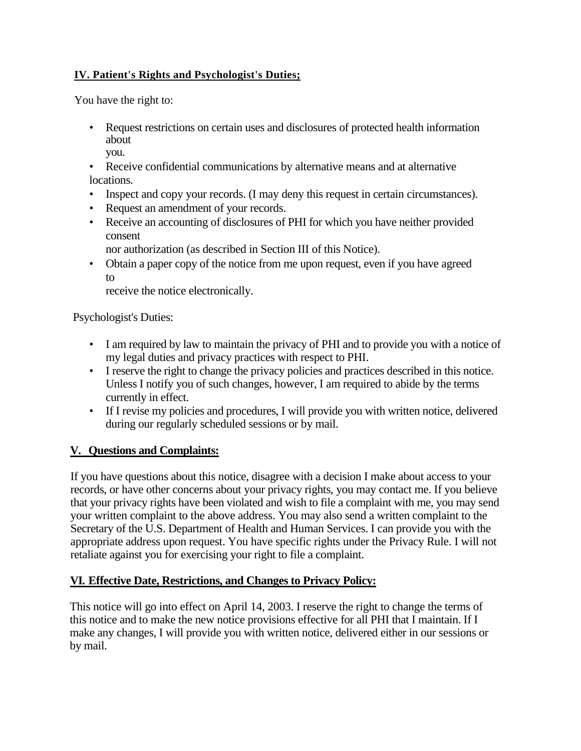## IV. Patient's Rights and Psychologist's Duties;

You have the right to:

- Request restrictions on certain uses and disclosures of protected health information about you.
- Receive confidential communications by alternative means and at alternative locations.
- Inspect and copy your records. (I may deny this request in certain circumstances).
- Request an amendment of your records.
- Receive an accounting of disclosures of PHI for which you have neither provided consent nor authorization (as described in Section III of this Notice).
- Obtain a paper copy of the notice from me upon request, even if you have agreed to receive the notice electronically.

Psychologist's Duties:

- I am required by law to maintain the privacy of PHI and to provide you with a notice of my legal duties and privacy practices with respect to PHI.
- I reserve the right to change the privacy policies and practices described in this notice. Unless I notify you of such changes, however, I am required to abide by the terms currently in effect.
- If I revise my policies and procedures, I will provide you with written notice, delivered during our regularly scheduled sessions or by mail.

## V. Questions and Complaints:

If you have questions about this notice, disagree with a decision I make about access to your records, or have other concerns about your privacy rights, you may contact me. If you believe that your privacy rights have been violated and wish to file a complaint with me, you may send your written complaint to the above address. You may also send a written complaint to the Secretary of the U.S. Department of Health and Human Services. I can provide you with the appropriate address upon request. You have specific rights under the Privacy Rule. I will not retaliate against you for exercising your right to file a complaint.

## VI. Effective Date, Restrictions, and Changes to Privacy Policy:

This notice will go into effect on April 14, 2003. I reserve the right to change the terms of this notice and to make the new notice provisions effective for all PHI that I maintain. If I make any changes, I will provide you with written notice, delivered either in our sessions or by mail.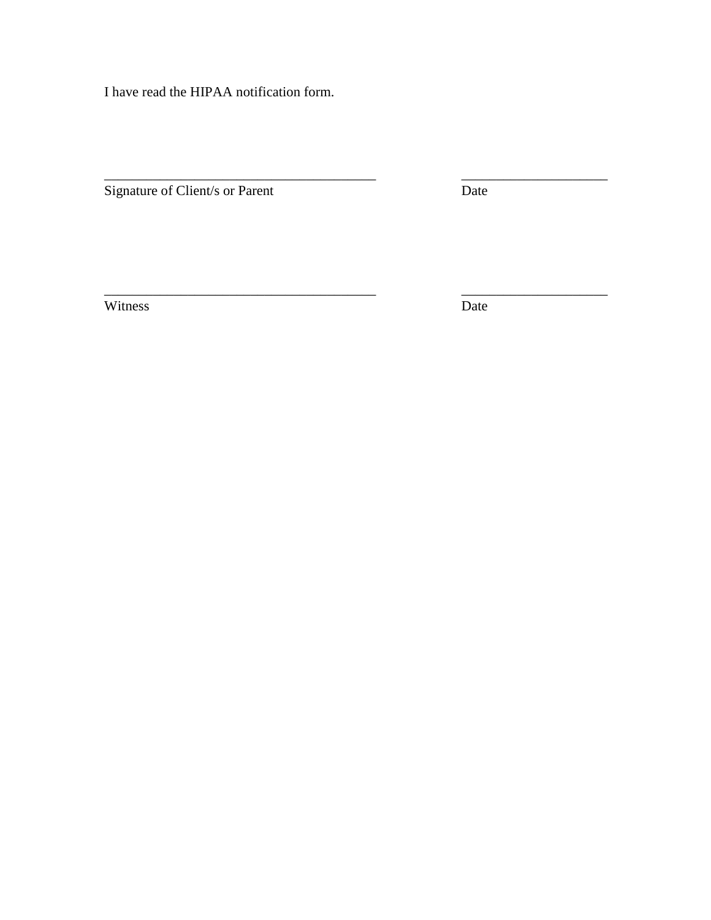I have read the HIPAA notification form.

_______________________________________ _____________________

Signature of Client/s or Parent Date

_______________________________________ _____________________

Witness Date